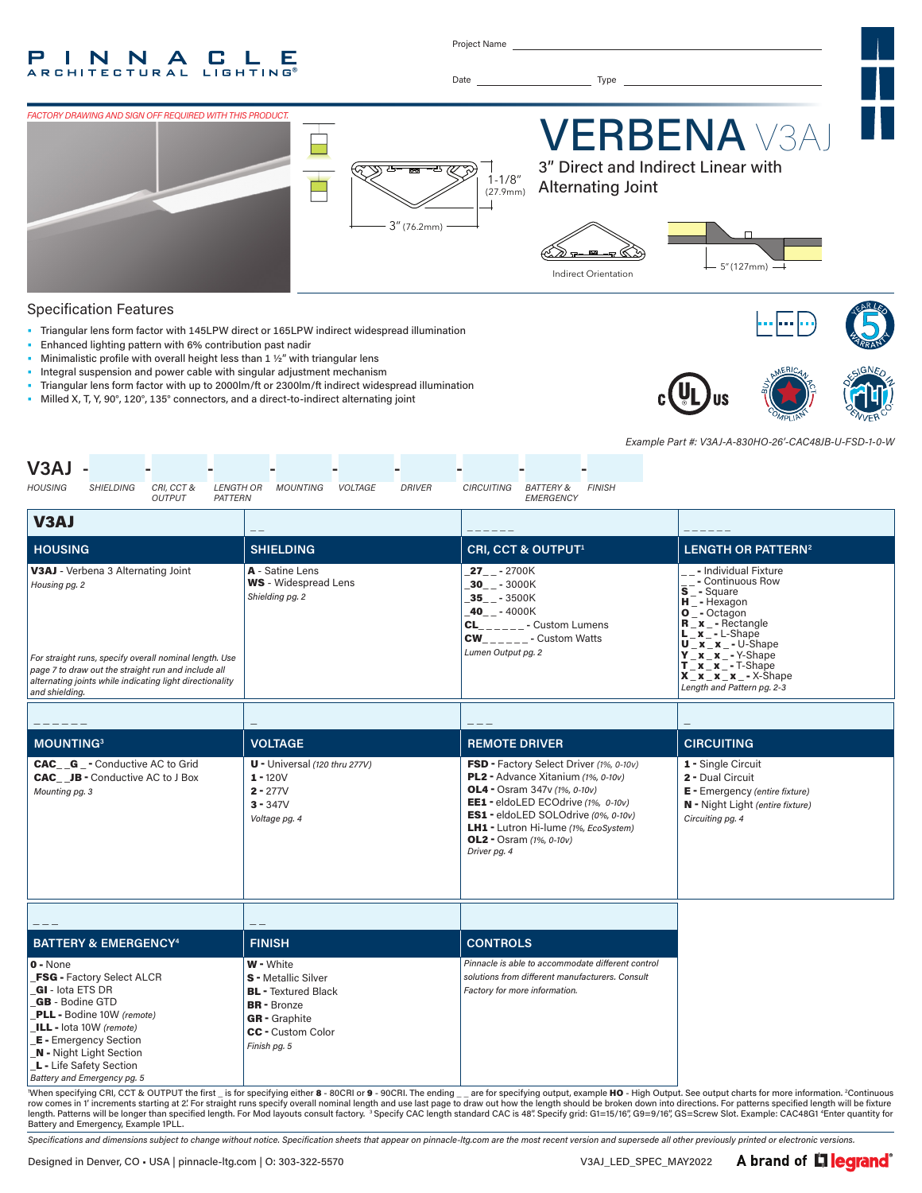PINNACLE ARCHITECTURAL LIGHTING®

Project Name

Date Type

*FACTORY DRAWING AND SIGN OFF REQUIRED WITH THIS PRODUCT.*

# VERBENA V3AJ

## 3" Direct and Indirect Linear with Alternating Joint

1-1/8" (27.9mm)

3" (76.2mm)

Indirect Orientation

5" (127mm)

## Specification Features

- Triangular lens form factor with 145LPW direct or 165LPW indirect widespread illumination
- Enhanced lighting pattern with 6% contribution past nadir
- Minimalistic profile with overall height less than 1 ½" with triangular lens
- Integral suspension and power cable with singular adjustment mechanism
- Triangular lens form factor with up to 2000lm/ft or 2300lm/ft indirect widespread illumination
- Milled X, T, Y, 90°, 120°, 135° connectors, and a direct-to-indirect alternating joint

*Example Part #: V3AJ-A-830HO-26'-CAC48JB-U-FSD-1-0-W*

**V3AJ** - ___ - ___ - ___ - ___ - ___ - ___ - ___ - ___ - ___

*HOUSING SHIELDING CRI, CCT & OUTPUT LENGTH OR PATTERN MOUNTING VOLTAGE DRIVER CIRCUITING BATTERY & EMERGENCY FINISH*

| V3AJ | _ _ | _ _ _ _ _ _ | _ _ _ _ _ _ |
|---|---|---|---|
| **HOUSING** | **SHIELDING** | **CRI, CCT & OUTPUT[1]** | **LENGTH OR PATTERN[2]** |
| **V3AJ** - Verbena 3 Alternating Joint<br>*Housing pg. 2*<br><br>*For straight runs, specify overall nominal length. Use page 7 to draw out the straight run and include all alternating joints while indicating light directionality and shielding.* | **A** - Satine Lens<br>**WS** - Widespread Lens<br>*Shielding pg. 2* | **_27_ _** - 2700K<br>**_30_ _** - 3000K<br>**_35_ _** - 3500K<br>**_40_ _** - 4000K<br>**CL_ _ _ _ _ _** - Custom Lumens<br>**CW_ _ _ _ _ _** - Custom Watts<br>*Lumen Output pg. 2* | **_ _** - Individual Fixture<br>**_ _** - Continuous Row<br>**S _** - Square<br>**H _** - Hexagon<br>**O _** - Octagon<br>**R _ x _** - Rectangle<br>**L _ x _** - L-Shape<br>**U _ x _ x _** - U-Shape<br>**Y _ x _ x _** - Y-Shape<br>**T _ x _ x _** - T-Shape<br>**X _ x _ x _ x _** - X-Shape<br>*Length and Pattern pg. 2-3* |

| _ _ _ _ _ _ | _ | _ _ _ | _ |
|---|---|---|---|
| **MOUNTING[3]** | **VOLTAGE** | **REMOTE DRIVER** | **CIRCUITING** |
| **CAC_ _G_** - Conductive AC to Grid<br>**CAC_ _JB** - Conductive AC to J Box<br>*Mounting pg. 3* | **U** - Universal *(120 thru 277V)*<br>**1** - 120V<br>**2** - 277V<br>**3** - 347V<br>*Voltage pg. 4* | **FSD** - Factory Select Driver *(1%, 0-10v)*<br>**PL2** - Advance Xitanium *(1%, 0-10v)*<br>**OL4** - Osram 347v *(1%, 0-10v)*<br>**EE1** - eldoLED ECOdrive *(1%, 0-10v)*<br>**ES1** - eldoLED SOLOdrive *(0%, 0-10v)*<br>**LH1** - Lutron Hi-lume *(1%, EcoSystem)*<br>**OL2** - Osram *(1%, 0-10v)*<br>*Driver pg. 4* | **1** - Single Circuit<br>**2** - Dual Circuit<br>**E** - Emergency *(entire fixture)*<br>**N** - Night Light *(entire fixture)*<br>*Circuiting pg. 4* |

| _ _ _ | _ _ | |
|---|---|---|
| **BATTERY & EMERGENCY[4]** | **FINISH** | **CONTROLS** |
| **0** - None<br>**_FSG** - Factory Select ALCR<br>**_GI** - Iota ETS DR<br>**_GB** - Bodine GTD<br>**_PLL** - Bodine 10W *(remote)*<br>**_ILL** - Iota 10W *(remote)*<br>**_E** - Emergency Section<br>**_N** - Night Light Section<br>**_L** - Life Safety Section<br>*Battery and Emergency pg. 5* | **W** - White<br>**S** - Metallic Silver<br>**BL** - Textured Black<br>**BR** - Bronze<br>**GR** - Graphite<br>**CC** - Custom Color<br>*Finish pg. 5* | *Pinnacle is able to accommodate different control solutions from different manufacturers. Consult Factory for more information.* |

[1]When specifying CRI, CCT & OUTPUT the first _ is for specifying either **8** - 80CRI or **9** - 90CRI. The ending _ _ are for specifying output, example **HO** - High Output. See output charts for more information. [2]Continuous row comes in 1' increments starting at 2'. For straight runs specify overall nominal length and use last page to draw out how the length should be broken down into directions. For patterns specified length will be fixture length. Patterns will be longer than specified length. For Mod layouts consult factory. [3]Specify CAC length standard CAC is 48". Specify grid: G1=15/16", G9=9/16", GS=Screw Slot. Example: CAC48G1 [4]Enter quantity for Battery and Emergency, Example 1PLL.

*Specifications and dimensions subject to change without notice. Specification sheets that appear on pinnacle-ltg.com are the most recent version and supersede all other previously printed or electronic versions.*

Designed in Denver, CO • USA | pinnacle-ltg.com | O: 303-322-5570 V3AJ_LED_SPEC_MAY2022 A brand of legrand®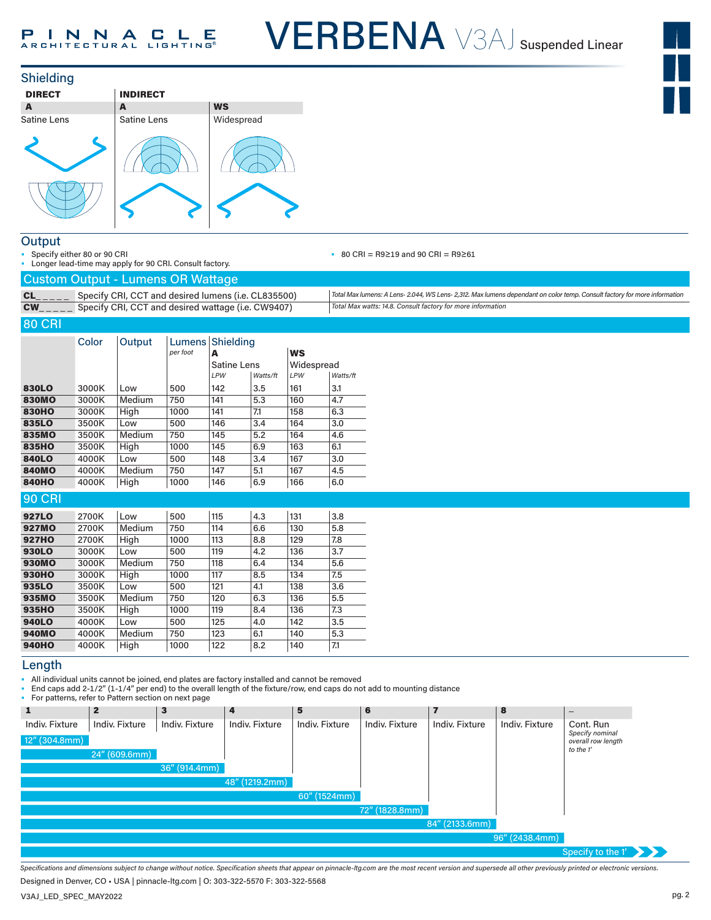# VERBENA V3AJ Suspended Linear

## Shielding

| DIRECT | INDIRECT | |
|---|---|---|
| **A** | **A** | **WS** |
| Satine Lens | Satine Lens | Widespread |

## Output

- Specify either 80 or 90 CRI
- Longer lead-time may apply for 90 CRI. Consult factory.
- 80 CRI = R9≥19 and 90 CRI = R9≥61

### Custom Output - Lumens OR Wattage

| | | |
|---|---|---|
| **CL_ _ _ _ _** | Specify CRI, CCT and desired lumens (i.e. CL835500) | *Total Max lumens: A Lens- 2,044, WS Lens- 2,312. Max lumens dependant on color temp. Consult factory for more information* |
| **CW_ _ _ _ _** | Specify CRI, CCT and desired wattage (i.e. CW9407) | *Total Max watts: 14.8. Consult factory for more information* |

### 80 CRI

| | Color | Output | Lumens per foot | Shielding A Satine Lens LPW | A Watts/ft | WS Widespread LPW | WS Watts/ft |
|---|---|---|---|---|---|---|---|
| **830LO** | 3000K | Low | 500 | 142 | 3.5 | 161 | 3.1 |
| **830MO** | 3000K | Medium | 750 | 141 | 5.3 | 160 | 4.7 |
| **830HO** | 3000K | High | 1000 | 141 | 7.1 | 158 | 6.3 |
| **835LO** | 3500K | Low | 500 | 146 | 3.4 | 164 | 3.0 |
| **835MO** | 3500K | Medium | 750 | 145 | 5.2 | 164 | 4.6 |
| **835HO** | 3500K | High | 1000 | 145 | 6.9 | 163 | 6.1 |
| **840LO** | 4000K | Low | 500 | 148 | 3.4 | 167 | 3.0 |
| **840MO** | 4000K | Medium | 750 | 147 | 5.1 | 167 | 4.5 |
| **840HO** | 4000K | High | 1000 | 146 | 6.9 | 166 | 6.0 |

### 90 CRI

| | Color | Output | Lumens per foot | A LPW | A Watts/ft | WS LPW | WS Watts/ft |
|---|---|---|---|---|---|---|---|
| **927LO** | 2700K | Low | 500 | 115 | 4.3 | 131 | 3.8 |
| **927MO** | 2700K | Medium | 750 | 114 | 6.6 | 130 | 5.8 |
| **927HO** | 2700K | High | 1000 | 113 | 8.8 | 129 | 7.8 |
| **930LO** | 3000K | Low | 500 | 119 | 4.2 | 136 | 3.7 |
| **930MO** | 3000K | Medium | 750 | 118 | 6.4 | 134 | 5.6 |
| **930HO** | 3000K | High | 1000 | 117 | 8.5 | 134 | 7.5 |
| **935LO** | 3500K | Low | 500 | 121 | 4.1 | 138 | 3.6 |
| **935MO** | 3500K | Medium | 750 | 120 | 6.3 | 136 | 5.5 |
| **935HO** | 3500K | High | 1000 | 119 | 8.4 | 136 | 7.3 |
| **940LO** | 4000K | Low | 500 | 125 | 4.0 | 142 | 3.5 |
| **940MO** | 4000K | Medium | 750 | 123 | 6.1 | 140 | 5.3 |
| **940HO** | 4000K | High | 1000 | 122 | 8.2 | 140 | 7.1 |

## Length

- All individual units cannot be joined, end plates are factory installed and cannot be removed
- End caps add 2-1/2" (1-1/4" per end) to the overall length of the fixture/row, end caps do not add to mounting distance
- For patterns, refer to Pattern section on next page

| 1 | 2 | 3 | 4 | 5 | 6 | 7 | 8 | – |
|---|---|---|---|---|---|---|---|---|
| Indiv. Fixture | Indiv. Fixture | Indiv. Fixture | Indiv. Fixture | Indiv. Fixture | Indiv. Fixture | Indiv. Fixture | Indiv. Fixture | Cont. Run *Specify nominal overall row length to the 1'* |
| 12" (304.8mm) | 24" (609.6mm) | 36" (914.4mm) | 48" (1219.2mm) | 60" (1524mm) | 72" (1828.8mm) | 84" (2133.6mm) | 96" (2438.4mm) | Specify to the 1' |

*Specifications and dimensions subject to change without notice. Specification sheets that appear on pinnacle-ltg.com are the most recent version and supersede all other previously printed or electronic versions.*

Designed in Denver, CO • USA | pinnacle-ltg.com | O: 303-322-5570 F: 303-322-5568

V3AJ_LED_SPEC_MAY2022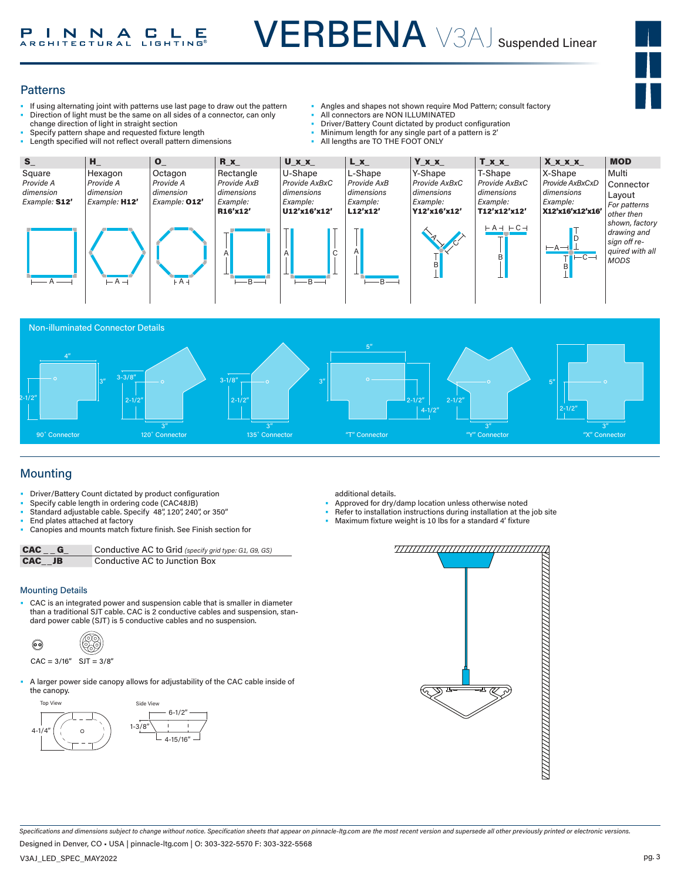# VERBENA V3AJ Suspended Linear

## Patterns

- If using alternating joint with patterns use last page to draw out the pattern
- Direction of light must be the same on all sides of a connector, can only change direction of light in straight section
- Specify pattern shape and requested fixture length
- Length specified will not reflect overall pattern dimensions
- Angles and shapes not shown require Mod Pattern; consult factory
- All connectors are NON ILLUMINATED
- Driver/Battery Count dictated by product configuration
- Minimum length for any single part of a pattern is 2'
- All lengths are TO THE FOOT ONLY

| S_ | H_ | O_ | R_x_ | U_x_x_ | L_x_ | Y_x_x_ | T_x_x_ | X_x_x_x_ | MOD |
|---|---|---|---|---|---|---|---|---|---|
| Square<br>*Provide A dimension*<br>*Example:* **S12'** | Hexagon<br>*Provide A dimension*<br>*Example:* **H12'** | Octagon<br>*Provide A dimension*<br>*Example:* **O12'** | Rectangle<br>*Provide AxB dimensions*<br>*Example:*<br>**R16'x12'** | U-Shape<br>*Provide AxBxC dimensions*<br>*Example:*<br>**U12'x16'x12'** | L-Shape<br>*Provide AxB dimensions*<br>*Example:*<br>**L12'x12'** | Y-Shape<br>*Provide AxBxC dimensions*<br>*Example:*<br>**Y12'x16'x12'** | T-Shape<br>*Provide AxBxC dimensions*<br>*Example:*<br>**T12'x12'x12'** | X-Shape<br>*Provide AxBxCxD dimensions*<br>*Example:*<br>**X12'x16'x12'x16'** | Multi Connector Layout<br>*For patterns shown other then shown, factory drawing and sign off required with all MODS* |

### Non-illuminated Connector Details

90° Connector (4", 3", 2-1/2") · 120° Connector (3-3/8", 2-1/2", 3") · 135° Connector (3-1/8", 2-1/2", 3") · "T" Connector (5", 3", 2-1/2", 4-1/2") · "Y" Connector (2-1/2", 3") · "X" Connector (5", 2-1/2", 3")

## Mounting

- Driver/Battery Count dictated by product configuration
- Specify cable length in ordering code (CAC48JB)
- Standard adjustable cable. Specify 48", 120", 240", or 350"
- End plates attached at factory
- Canopies and mounts match fixture finish. See Finish section for additional details.
- Approved for dry/damp location unless otherwise noted
- Refer to installation instructions during installation at the job site
- Maximum fixture weight is 10 lbs for a standard 4' fixture

| | |
|---|---|
| **CAC__G_** | Conductive AC to Grid *(specify grid type: G1, G9, GS)* |
| **CAC__JB** | Conductive AC to Junction Box |

### Mounting Details

- CAC is an integrated power and suspension cable that is smaller in diameter than a traditional SJT cable. CAC is 2 conductive cables and suspension, standard power cable (SJT) is 5 conductive cables and no suspension.

CAC = 3/16" SJT = 3/8"

- A larger power side canopy allows for adjustability of the CAC cable inside of the canopy.

Top View: 4-1/4"
Side View: 6-1/2", 1-3/8", 4-15/16"

*Specifications and dimensions subject to change without notice. Specification sheets that appear on pinnacle-ltg.com are the most recent version and supersede all other previously printed or electronic versions.*

Designed in Denver, CO • USA | pinnacle-ltg.com | O: 303-322-5570 F: 303-322-5568

V3AJ_LED_SPEC_MAY2022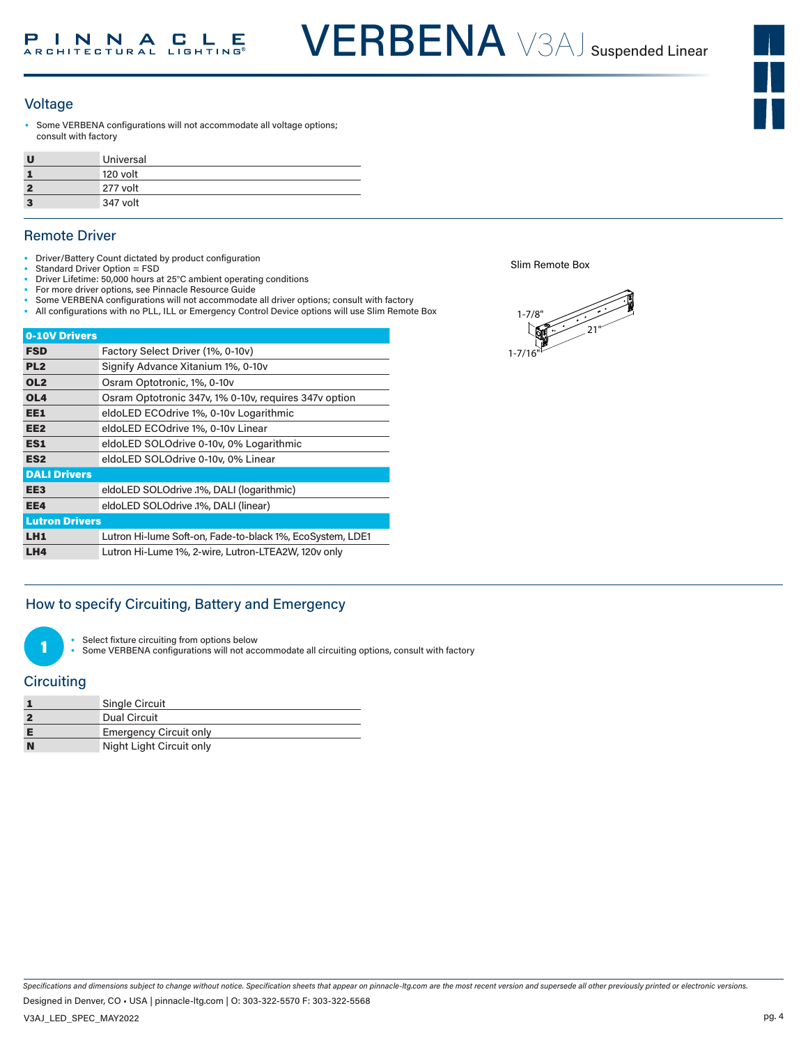## Voltage

- Some VERBENA configurations will not accommodate all voltage options; consult with factory

| | |
|---|---|
| **U** | Universal |
| **1** | 120 volt |
| **2** | 277 volt |
| **3** | 347 volt |

## Remote Driver

- Driver/Battery Count dictated by product configuration
- Standard Driver Option = FSD
- Driver Lifetime: 50,000 hours at 25°C ambient operating conditions
- For more driver options, see Pinnacle Resource Guide
- Some VERBENA configurations will not accommodate all driver options; consult with factory
- All configurations with no PLL, ILL or Emergency Control Device options will use Slim Remote Box

| **0-10V Drivers** | |
|---|---|
| **FSD** | Factory Select Driver (1%, 0-10v) |
| **PL2** | Signify Advance Xitanium 1%, 0-10v |
| **OL2** | Osram Optotronic, 1%, 0-10v |
| **OL4** | Osram Optotronic 347v, 1% 0-10v, requires 347v option |
| **EE1** | eldoLED ECOdrive 1%, 0-10v Logarithmic |
| **EE2** | eldoLED ECOdrive 1%, 0-10v Linear |
| **ES1** | eldoLED SOLOdrive 0-10v, 0% Logarithmic |
| **ES2** | eldoLED SOLOdrive 0-10v, 0% Linear |
| **DALI Drivers** | |
| **EE3** | eldoLED SOLOdrive .1%, DALI (logarithmic) |
| **EE4** | eldoLED SOLOdrive .1%, DALI (linear) |
| **Lutron Drivers** | |
| **LH1** | Lutron Hi-lume Soft-on, Fade-to-black 1%, EcoSystem, LDE1 |
| **LH4** | Lutron Hi-Lume 1%, 2-wire, Lutron-LTEA2W, 120v only |

Slim Remote Box

1-7/8" 21" 1-7/16"

## How to specify Circuiting, Battery and Emergency

**1**

- Select fixture circuiting from options below
- Some VERBENA configurations will not accommodate all circuiting options, consult with factory

## Circuiting

| | |
|---|---|
| **1** | Single Circuit |
| **2** | Dual Circuit |
| **E** | Emergency Circuit only |
| **N** | Night Light Circuit only |

*Specifications and dimensions subject to change without notice. Specification sheets that appear on pinnacle-ltg.com are the most recent version and supersede all other previously printed or electronic versions.*

Designed in Denver, CO • USA | pinnacle-ltg.com | O: 303-322-5570 F: 303-322-5568

V3AJ_LED_SPEC_MAY2022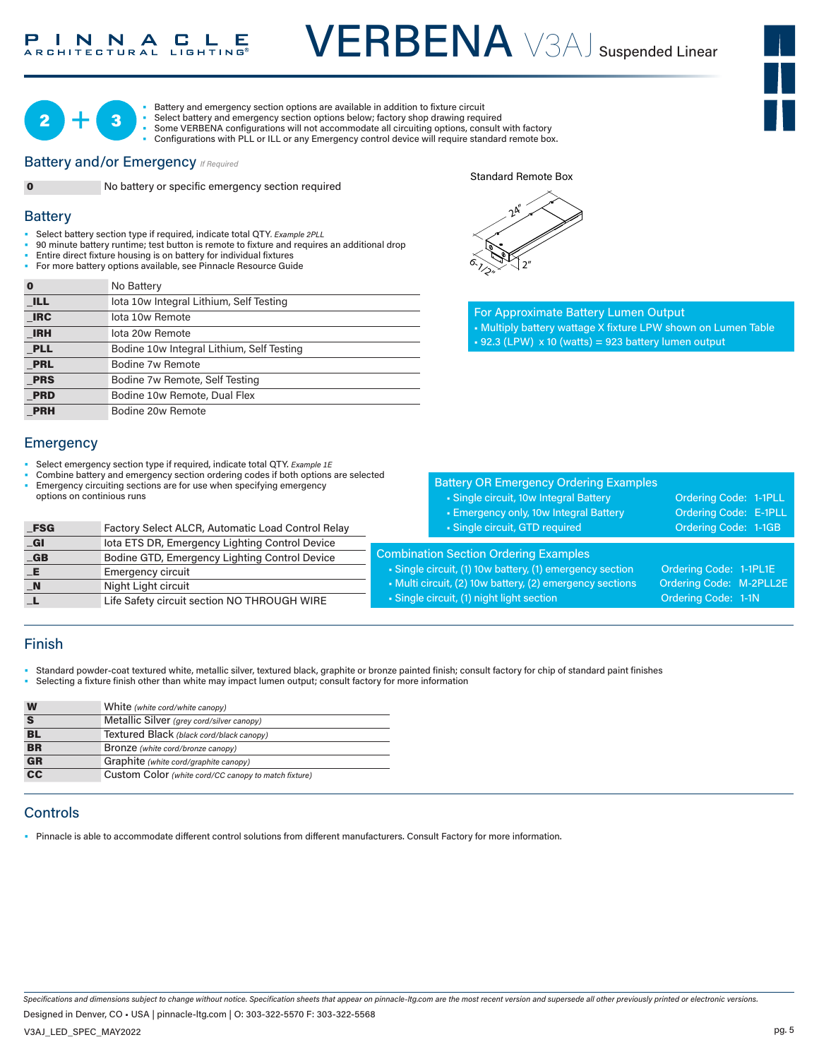# VERBENA V3AJ Suspended Linear

2 + 3

- Battery and emergency section options are available in addition to fixture circuit
- Select battery and emergency section options below; factory shop drawing required
- Some VERBENA configurations will not accommodate all circuiting options, consult with factory
- Configurations with PLL or ILL or any Emergency control device will require standard remote box.

## Battery and/or Emergency *If Required*

| | |
|---|---|
| 0 | No battery or specific emergency section required |

Standard Remote Box

24" | 6-1/2" | 2"

## Battery

- Select battery section type if required, indicate total QTY. *Example 2PLL*
- 90 minute battery runtime; test button is remote to fixture and requires an additional drop
- Entire direct fixture housing is on battery for individual fixtures
- For more battery options available, see Pinnacle Resource Guide

| | |
|---|---|
| **0** | No Battery |
| **_ILL** | Iota 10w Integral Lithium, Self Testing |
| **_IRC** | Iota 10w Remote |
| **_IRH** | Iota 20w Remote |
| **_PLL** | Bodine 10w Integral Lithium, Self Testing |
| **_PRL** | Bodine 7w Remote |
| **_PRS** | Bodine 7w Remote, Self Testing |
| **_PRD** | Bodine 10w Remote, Dual Flex |
| **_PRH** | Bodine 20w Remote |

**For Approximate Battery Lumen Output**

- Multiply battery wattage X fixture LPW shown on Lumen Table
- 92.3 (LPW) x 10 (watts) = 923 battery lumen output

## Emergency

- Select emergency section type if required, indicate total QTY. *Example 1E*
- Combine battery and emergency section ordering codes if both options are selected
- Emergency circuiting sections are for use when specifying emergency options on continious runs

| | |
|---|---|
| **_FSG** | Factory Select ALCR, Automatic Load Control Relay |
| **_GI** | Iota ETS DR, Emergency Lighting Control Device |
| **_GB** | Bodine GTD, Emergency Lighting Control Device |
| **_E** | Emergency circuit |
| **_N** | Night Light circuit |
| **_L** | Life Safety circuit section NO THROUGH WIRE |

**Battery OR Emergency Ordering Examples**

| | |
|---|---|
| Single circuit, 10w Integral Battery | Ordering Code: 1-1PLL |
| Emergency only, 10w Integral Battery | Ordering Code: E-1PLL |
| Single circuit, GTD required | Ordering Code: 1-1GB |

**Combination Section Ordering Examples**

| | |
|---|---|
| Single circuit, (1) 10w battery, (1) emergency section | Ordering Code: 1-1PL1E |
| Multi circuit, (2) 10w battery, (2) emergency sections | Ordering Code: M-2PLL2E |
| Single circuit, (1) night light section | Ordering Code: 1-1N |

## Finish

- Standard powder-coat textured white, metallic silver, textured black, graphite or bronze painted finish; consult factory for chip of standard paint finishes
- Selecting a fixture finish other than white may impact lumen output; consult factory for more information

| | |
|---|---|
| **W** | White *(white cord/white canopy)* |
| **S** | Metallic Silver *(grey cord/silver canopy)* |
| **BL** | Textured Black *(black cord/black canopy)* |
| **BR** | Bronze *(white cord/bronze canopy)* |
| **GR** | Graphite *(white cord/graphite canopy)* |
| **CC** | Custom Color *(white cord/CC canopy to match fixture)* |

## Controls

- Pinnacle is able to accommodate different control solutions from different manufacturers. Consult Factory for more information.

*Specifications and dimensions subject to change without notice. Specification sheets that appear on pinnacle-ltg.com are the most recent version and supersede all other previously printed or electronic versions.*

Designed in Denver, CO • USA | pinnacle-ltg.com | O: 303-322-5570 F: 303-322-5568

V3AJ_LED_SPEC_MAY2022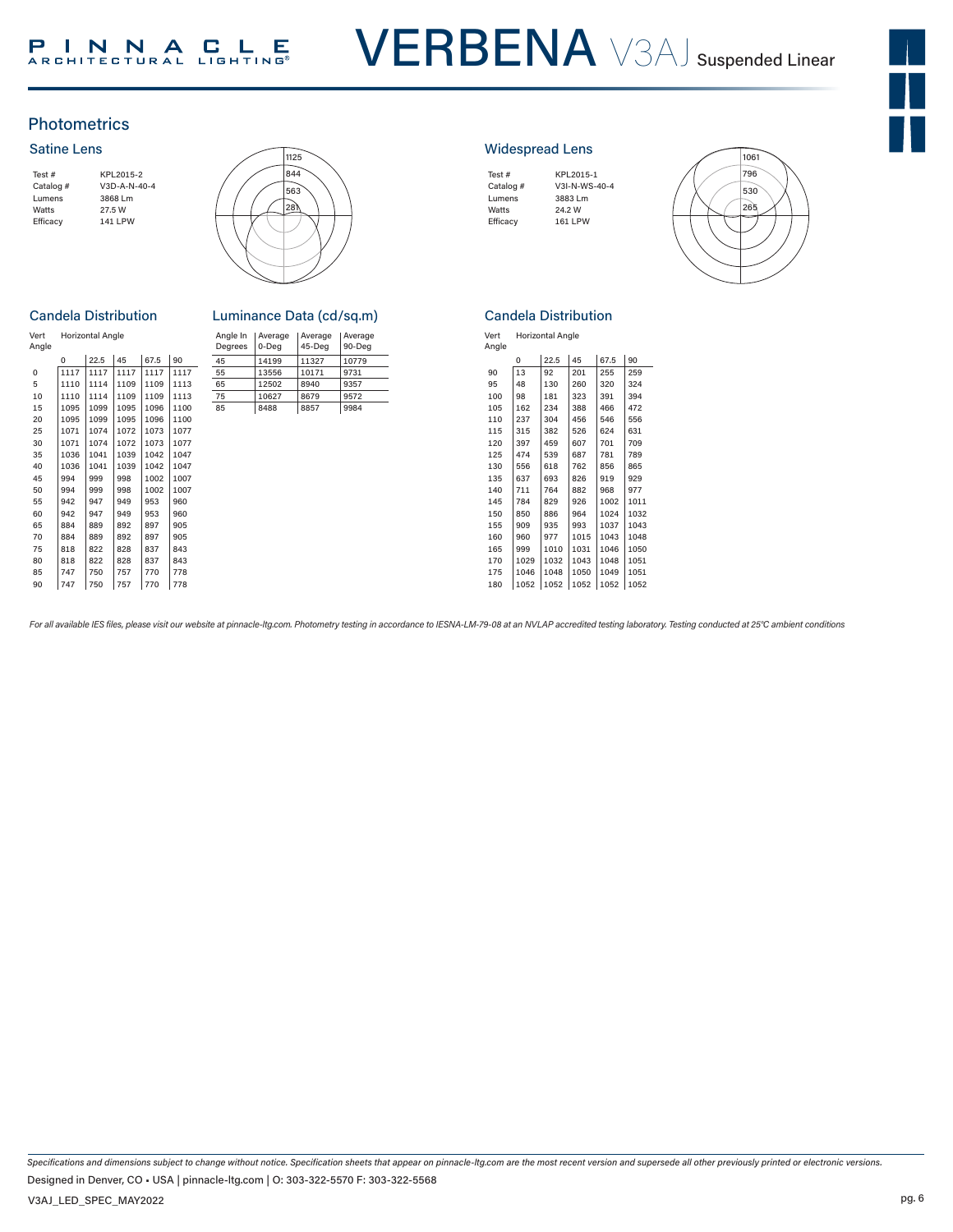# VERBENA V3AJ Suspended Linear

## Photometrics

### Satine Lens

| | |
|---|---|
| Test # | KPL2015-2 |
| Catalog # | V3D-A-N-40-4 |
| Lumens | 3868 Lm |
| Watts | 27.5 W |
| Efficacy | 141 LPW |

1125
844
563
281

### Candela Distribution

| Vert Angle | Horizontal Angle 0 | 22.5 | 45 | 67.5 | 90 |
|---|---|---|---|---|---|
| 0 | 1117 | 1117 | 1117 | 1117 | 1117 |
| 5 | 1110 | 1114 | 1109 | 1109 | 1113 |
| 10 | 1110 | 1114 | 1109 | 1109 | 1113 |
| 15 | 1095 | 1099 | 1095 | 1096 | 1100 |
| 20 | 1095 | 1099 | 1095 | 1096 | 1100 |
| 25 | 1071 | 1074 | 1072 | 1073 | 1077 |
| 30 | 1071 | 1074 | 1072 | 1073 | 1077 |
| 35 | 1036 | 1041 | 1039 | 1042 | 1047 |
| 40 | 1036 | 1041 | 1039 | 1042 | 1047 |
| 45 | 994 | 999 | 998 | 1002 | 1007 |
| 50 | 994 | 999 | 998 | 1002 | 1007 |
| 55 | 942 | 947 | 949 | 953 | 960 |
| 60 | 942 | 947 | 949 | 953 | 960 |
| 65 | 884 | 889 | 892 | 897 | 905 |
| 70 | 884 | 889 | 892 | 897 | 905 |
| 75 | 818 | 822 | 828 | 837 | 843 |
| 80 | 818 | 822 | 828 | 837 | 843 |
| 85 | 747 | 750 | 757 | 770 | 778 |
| 90 | 747 | 750 | 757 | 770 | 778 |

### Luminance Data (cd/sq.m)

| Angle In Degrees | Average 0-Deg | Average 45-Deg | Average 90-Deg |
|---|---|---|---|
| 45 | 14199 | 11327 | 10779 |
| 55 | 13556 | 10171 | 9731 |
| 65 | 12502 | 8940 | 9357 |
| 75 | 10627 | 8679 | 9572 |
| 85 | 8488 | 8857 | 9984 |

### Widespread Lens

| | |
|---|---|
| Test # | KPL2015-1 |
| Catalog # | V3I-N-WS-40-4 |
| Lumens | 3883 Lm |
| Watts | 24.2 W |
| Efficacy | 161 LPW |

1061
796
530
265

### Candela Distribution

| Vert Angle | Horizontal Angle 0 | 22.5 | 45 | 67.5 | 90 |
|---|---|---|---|---|---|
| 90 | 13 | 92 | 201 | 255 | 259 |
| 95 | 48 | 130 | 260 | 320 | 324 |
| 100 | 98 | 181 | 323 | 391 | 394 |
| 105 | 162 | 234 | 388 | 466 | 472 |
| 110 | 237 | 304 | 456 | 546 | 556 |
| 115 | 315 | 382 | 526 | 624 | 631 |
| 120 | 397 | 459 | 607 | 701 | 709 |
| 125 | 474 | 539 | 687 | 781 | 789 |
| 130 | 556 | 618 | 762 | 856 | 865 |
| 135 | 637 | 693 | 826 | 919 | 929 |
| 140 | 711 | 764 | 882 | 968 | 977 |
| 145 | 784 | 829 | 926 | 1002 | 1011 |
| 150 | 850 | 886 | 964 | 1024 | 1032 |
| 155 | 909 | 935 | 993 | 1037 | 1043 |
| 160 | 960 | 977 | 1015 | 1043 | 1048 |
| 165 | 999 | 1010 | 1031 | 1046 | 1050 |
| 170 | 1029 | 1032 | 1043 | 1048 | 1051 |
| 175 | 1046 | 1048 | 1050 | 1049 | 1051 |
| 180 | 1052 | 1052 | 1052 | 1052 | 1052 |

*For all available IES files, please visit our website at pinnacle-ltg.com. Photometry testing in accordance to IESNA-LM-79-08 at an NVLAP accredited testing laboratory. Testing conducted at 25°C ambient conditions*

*Specifications and dimensions subject to change without notice. Specification sheets that appear on pinnacle-ltg.com are the most recent version and supersede all other previously printed or electronic versions.*

Designed in Denver, CO • USA | pinnacle-ltg.com | O: 303-322-5570 F: 303-322-5568

V3AJ_LED_SPEC_MAY2022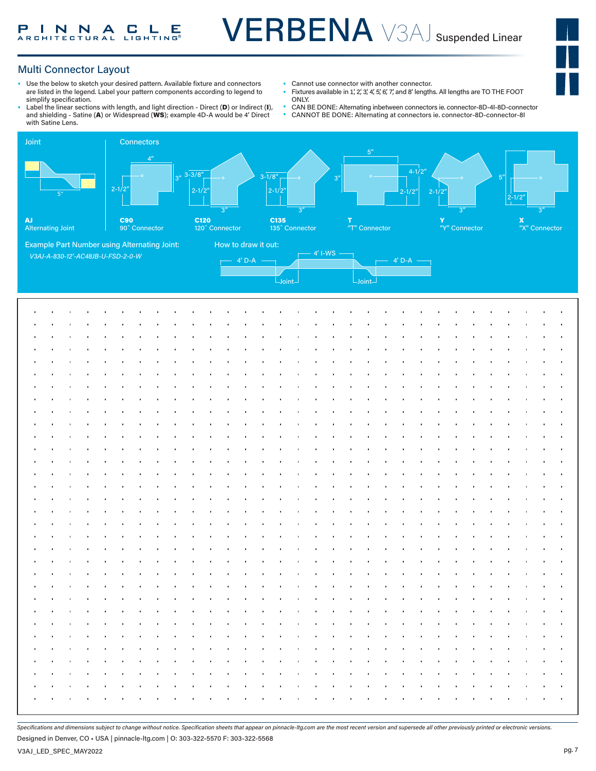# VERBENA V3AJ Suspended Linear

## Multi Connector Layout

- Use the below to sketch your desired pattern. Available fixture and connectors are listed in the legend. Label your pattern components according to legend to simplify specification.
- Label the linear sections with length, and light direction - Direct (**D**) or Indirect (**I**), and shielding - Satine (**A**) or Widespread (**WS**); example 4D-A would be 4' Direct with Satine Lens.
- Cannot use connector with another connector.
- Fixtures available in 1', 2', 3', 4', 5', 6', 7', and 8' lengths. All lengths are TO THE FOOT ONLY.
- CAN BE DONE: Alternating inbetween connectors ie. connector-8D-4I-8D-connector
- CANNOT BE DONE: Alternating at connectors ie. connector-8D-connector-8I

### Joint

**AJ**
Alternating Joint
5"

### Connectors

**C90**
90˚ Connector
4", 3", 2-1/2"

**C120**
120˚ Connector
3-3/8", 2-1/2", 3"

**C135**
135˚ Connector
3-1/8", 2-1/2", 3"

**T**
"T" Connector
5", 3", 4-1/2", 2-1/2"

**Y**
"Y" Connector
2-1/2", 3"

**X**
"X" Connector
5", 2-1/2", 3"

Example Part Number using Alternating Joint:
*V3AJ-A-830-12'-AC48JB-U-FSD-2-0-W*

How to draw it out:
4' D-A — Joint — 4' I-WS — Joint — 4' D-A

*Specifications and dimensions subject to change without notice. Specification sheets that appear on pinnacle-ltg.com are the most recent version and supersede all other previously printed or electronic versions.*

Designed in Denver, CO • USA | pinnacle-ltg.com | O: 303-322-5570 F: 303-322-5568

V3AJ_LED_SPEC_MAY2022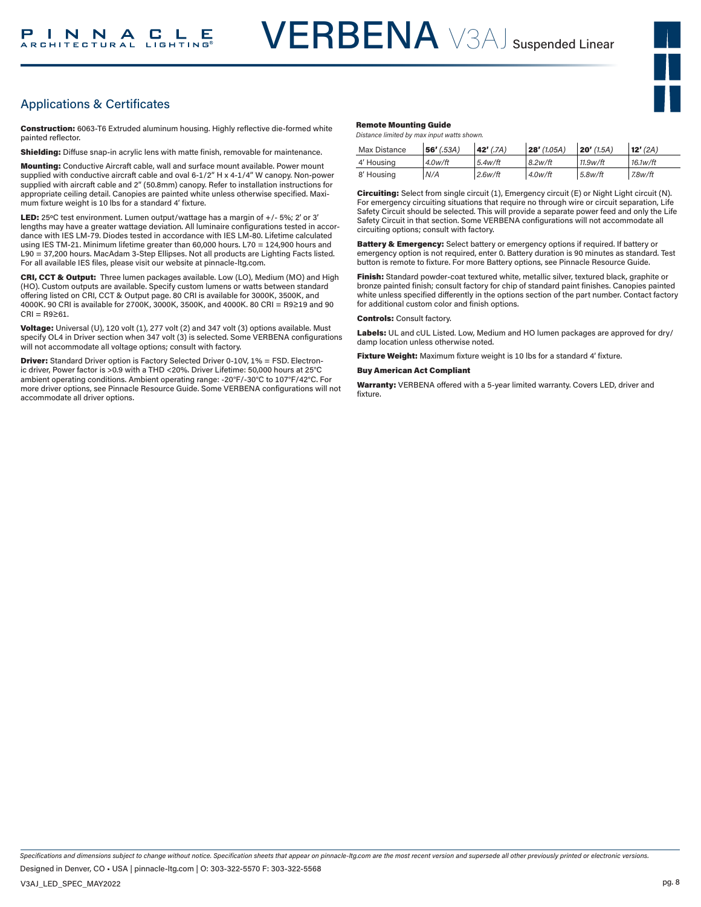## Applications & Certificates

**Construction:** 6063-T6 Extruded aluminum housing. Highly reflective die-formed white painted reflector.

**Shielding:** Diffuse snap-in acrylic lens with matte finish, removable for maintenance.

**Mounting:** Conductive Aircraft cable, wall and surface mount available. Power mount supplied with conductive aircraft cable and oval 6-1/2" H x 4-1/4" W canopy. Non-power supplied with aircraft cable and 2" (50.8mm) canopy. Refer to installation instructions for appropriate ceiling detail. Canopies are painted white unless otherwise specified. Maximum fixture weight is 10 lbs for a standard 4' fixture.

**LED:** 25ºC test environment. Lumen output/wattage has a margin of +/- 5%; 2' or 3' lengths may have a greater wattage deviation. All luminaire configurations tested in accordance with IES LM-79. Diodes tested in accordance with IES LM-80. Lifetime calculated using IES TM-21. Minimum lifetime greater than 60,000 hours. L70 = 124,900 hours and L90 = 37,200 hours. MacAdam 3-Step Ellipses. Not all products are Lighting Facts listed. For all available IES files, please visit our website at pinnacle-ltg.com.

**CRI, CCT & Output:** Three lumen packages available. Low (LO), Medium (MO) and High (HO). Custom outputs are available. Specify custom lumens or watts between standard offering listed on CRI, CCT & Output page. 80 CRI is available for 3000K, 3500K, and 4000K. 90 CRI is available for 2700K, 3000K, 3500K, and 4000K. 80 CRI = R9≥19 and 90 CRI = R9≥61.

**Voltage:** Universal (U), 120 volt (1), 277 volt (2) and 347 volt (3) options available. Must specify OL4 in Driver section when 347 volt (3) is selected. Some VERBENA configurations will not accommodate all voltage options; consult with factory.

**Driver:** Standard Driver option is Factory Selected Driver 0-10V, 1% = FSD. Electronic driver, Power factor is >0.9 with a THD <20%. Driver Lifetime: 50,000 hours at 25°C ambient operating conditions. Ambient operating range: -20°F/-30°C to 107°F/42°C. For more driver options, see Pinnacle Resource Guide. Some VERBENA configurations will not accommodate all driver options.

**Remote Mounting Guide**

*Distance limited by max input watts shown.*

| Max Distance | **56'** *(.53A)* | **42'** *(.7A)* | **28'** *(1.05A)* | **20'** *(1.5A)* | **12'** *(2A)* |
|---|---|---|---|---|---|
| 4' Housing | *4.0w/ft* | *5.4w/ft* | *8.2w/ft* | *11.9w/ft* | *16.1w/ft* |
| 8' Housing | *N/A* | *2.6w/ft* | *4.0w/ft* | *5.8w/ft* | *7.8w/ft* |

**Circuiting:** Select from single circuit (1), Emergency circuit (E) or Night Light circuit (N). For emergency circuiting situations that require no through wire or circuit separation, Life Safety Circuit should be selected. This will provide a separate power feed and only the Life Safety Circuit in that section. Some VERBENA configurations will not accommodate all circuiting options; consult with factory.

**Battery & Emergency:** Select battery or emergency options if required. If battery or emergency option is not required, enter 0. Battery duration is 90 minutes as standard. Test button is remote to fixture. For more Battery options, see Pinnacle Resource Guide.

**Finish:** Standard powder-coat textured white, metallic silver, textured black, graphite or bronze painted finish; consult factory for chip of standard paint finishes. Canopies painted white unless specified differently in the options section of the part number. Contact factory for additional custom color and finish options.

**Controls:** Consult factory.

**Labels:** UL and cUL Listed. Low, Medium and HO lumen packages are approved for dry/damp location unless otherwise noted.

**Fixture Weight:** Maximum fixture weight is 10 lbs for a standard 4' fixture.

**Buy American Act Compliant**

**Warranty:** VERBENA offered with a 5-year limited warranty. Covers LED, driver and fixture.

*Specifications and dimensions subject to change without notice. Specification sheets that appear on pinnacle-ltg.com are the most recent version and supersede all other previously printed or electronic versions.*

Designed in Denver, CO • USA | pinnacle-ltg.com | O: 303-322-5570 F: 303-322-5568

V3AJ_LED_SPEC_MAY2022